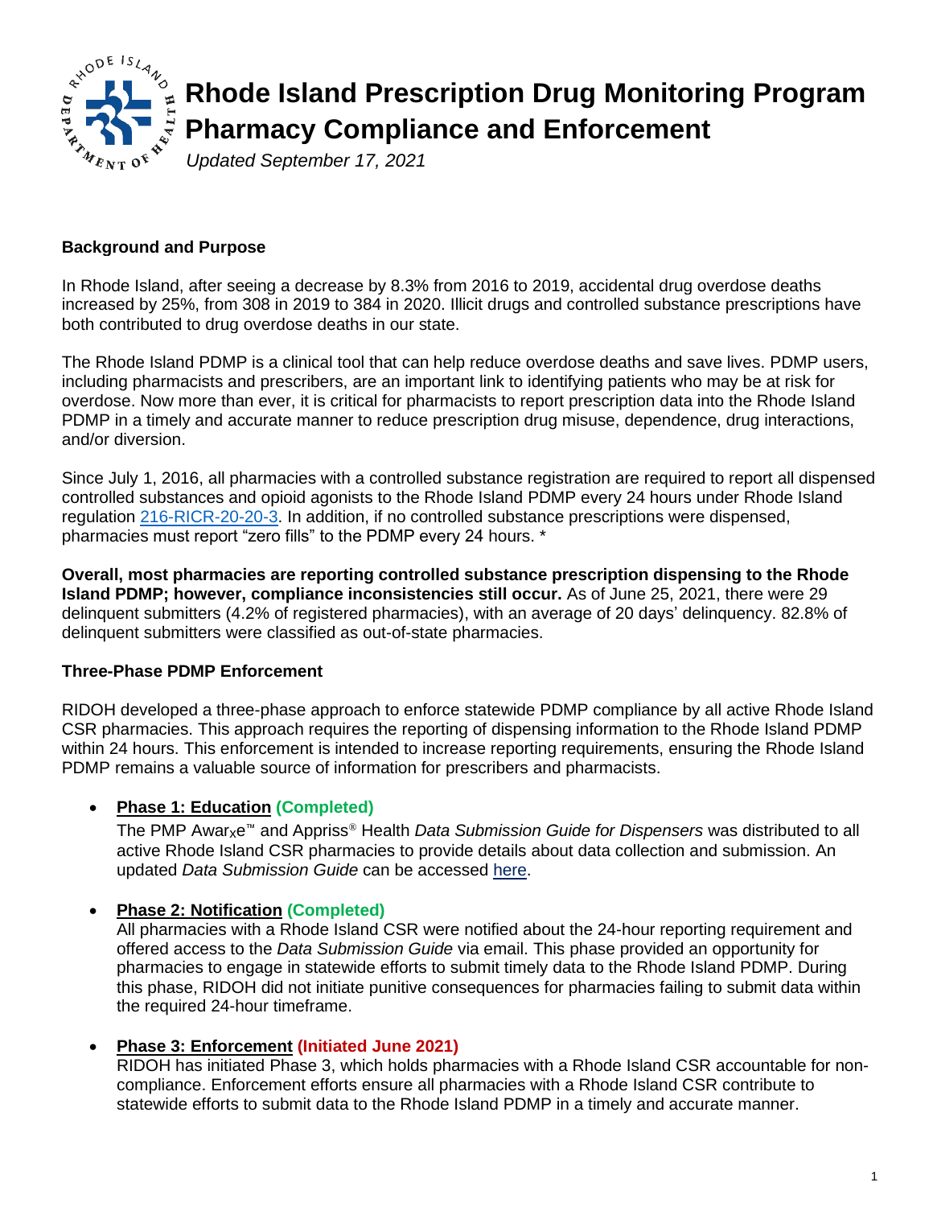# Rhode Island Prescription Drug Monitoring Program Pharmacy Compliance and Enforcement

*Updated September 17, 2021*

**Background and Purpose**

In Rhode Island, after seeing a decrease by 8.3% from 2016 to 2019, accidental drug overdose deaths increased by 25%, from 308 in 2019 to 384 in 2020. Illicit drugs and controlled substance prescriptions have both contributed to drug overdose deaths in our state.

The Rhode Island PDMP is a clinical tool that can help reduce overdose deaths and save lives. PDMP users, including pharmacists and prescribers, are an important link to identifying patients who may be at risk for overdose. Now more than ever, it is critical for pharmacists to report prescription data into the Rhode Island PDMP in a timely and accurate manner to reduce prescription drug misuse, dependence, drug interactions, and/or diversion.

Since July 1, 2016, all pharmacies with a controlled substance registration are required to report all dispensed controlled substances and opioid agonists to the Rhode Island PDMP every 24 hours under Rhode Island regulation 216-RICR-20-20-3. In addition, if no controlled substance prescriptions were dispensed, pharmacies must report "zero fills" to the PDMP every 24 hours. *

**Overall, most pharmacies are reporting controlled substance prescription dispensing to the Rhode Island PDMP; however, compliance inconsistencies still occur.** As of June 25, 2021, there were 29 delinquent submitters (4.2% of registered pharmacies), with an average of 20 days' delinquency. 82.8% of delinquent submitters were classified as out-of-state pharmacies.

**Three-Phase PDMP Enforcement**

RIDOH developed a three-phase approach to enforce statewide PDMP compliance by all active Rhode Island CSR pharmacies. This approach requires the reporting of dispensing information to the Rhode Island PDMP within 24 hours. This enforcement is intended to increase reporting requirements, ensuring the Rhode Island PDMP remains a valuable source of information for prescribers and pharmacists.

- **Phase 1: Education (Completed)**
  The PMP Aware™ and Appriss® Health *Data Submission Guide for Dispensers* was distributed to all active Rhode Island CSR pharmacies to provide details about data collection and submission. An updated *Data Submission Guide* can be accessed here.

- **Phase 2: Notification (Completed)**
  All pharmacies with a Rhode Island CSR were notified about the 24-hour reporting requirement and offered access to the *Data Submission Guide* via email. This phase provided an opportunity for pharmacies to engage in statewide efforts to submit timely data to the Rhode Island PDMP. During this phase, RIDOH did not initiate punitive consequences for pharmacies failing to submit data within the required 24-hour timeframe.

- **Phase 3: Enforcement (Initiated June 2021)**
  RIDOH has initiated Phase 3, which holds pharmacies with a Rhode Island CSR accountable for non-compliance. Enforcement efforts ensure all pharmacies with a Rhode Island CSR contribute to statewide efforts to submit data to the Rhode Island PDMP in a timely and accurate manner.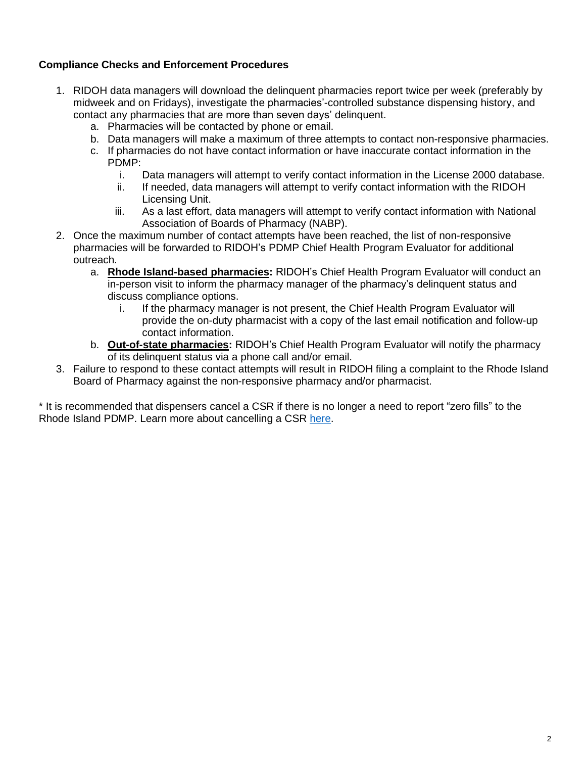**Compliance Checks and Enforcement Procedures**

1. RIDOH data managers will download the delinquent pharmacies report twice per week (preferably by midweek and on Fridays), investigate the pharmacies'-controlled substance dispensing history, and contact any pharmacies that are more than seven days' delinquent.
    a. Pharmacies will be contacted by phone or email.
    b. Data managers will make a maximum of three attempts to contact non-responsive pharmacies.
    c. If pharmacies do not have contact information or have inaccurate contact information in the PDMP:
        i. Data managers will attempt to verify contact information in the License 2000 database.
        ii. If needed, data managers will attempt to verify contact information with the RIDOH Licensing Unit.
        iii. As a last effort, data managers will attempt to verify contact information with National Association of Boards of Pharmacy (NABP).
2. Once the maximum number of contact attempts have been reached, the list of non-responsive pharmacies will be forwarded to RIDOH's PDMP Chief Health Program Evaluator for additional outreach.
    a. **Rhode Island-based pharmacies:** RIDOH's Chief Health Program Evaluator will conduct an in-person visit to inform the pharmacy manager of the pharmacy's delinquent status and discuss compliance options.
        i. If the pharmacy manager is not present, the Chief Health Program Evaluator will provide the on-duty pharmacist with a copy of the last email notification and follow-up contact information.
    b. **Out-of-state pharmacies:** RIDOH's Chief Health Program Evaluator will notify the pharmacy of its delinquent status via a phone call and/or email.
3. Failure to respond to these contact attempts will result in RIDOH filing a complaint to the Rhode Island Board of Pharmacy against the non-responsive pharmacy and/or pharmacist.

* It is recommended that dispensers cancel a CSR if there is no longer a need to report "zero fills" to the Rhode Island PDMP. Learn more about cancelling a CSR here.